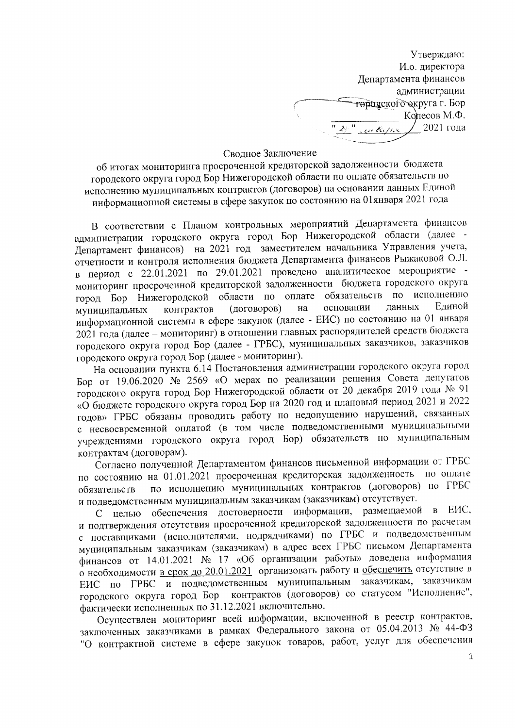Утверждаю:
И.о. директора
Департамента финансов
администрации
городского округа г. Бор
_____________ Колесов М.Ф.
"28" января 2021 года

Сводное Заключение
об итогах мониторинга просроченной кредиторской задолженности бюджета городского округа город Бор Нижегородской области по оплате обязательств по исполнению муниципальных контрактов (договоров) на основании данных Единой информационной системы в сфере закупок по состоянию на 01января 2021 года

В соответствии с Планом контрольных мероприятий Департамента финансов администрации городского округа город Бор Нижегородской области (далее - Департамент финансов) на 2021 год заместителем начальника Управления учета, отчетности и контроля исполнения бюджета Департамента финансов Рыжаковой О.Л. в период с 22.01.2021 по 29.01.2021 проведено аналитическое мероприятие - мониторинг просроченной кредиторской задолженности бюджета городского округа город Бор Нижегородской области по оплате обязательств по исполнению муниципальных контрактов (договоров) на основании данных Единой информационной системы в сфере закупок (далее - ЕИС) по состоянию на 01 января 2021 года (далее – мониторинг) в отношении главных распорядителей средств бюджета городского округа город Бор (далее - ГРБС), муниципальных заказчиков, заказчиков городского округа город Бор (далее - мониторинг).

На основании пункта 6.14 Постановления администрации городского округа город Бор от 19.06.2020 № 2569 «О мерах по реализации решения Совета депутатов городского округа город Бор Нижегородской области от 20 декабря 2019 года № 91 «О бюджете городского округа город Бор на 2020 год и плановый период 2021 и 2022 годов» ГРБС обязаны проводить работу по недопущению нарушений, связанных с несвоевременной оплатой (в том числе подведомственными муниципальными учреждениями городского округа город Бор) обязательств по муниципальным контрактам (договорам).

Согласно полученной Департаментом финансов письменной информации от ГРБС по состоянию на 01.01.2021 просроченная кредиторская задолженность по оплате обязательств по исполнению муниципальных контрактов (договоров) по ГРБС и подведомственным муниципальным заказчикам (заказчикам) отсутствует.

С целью обеспечения достоверности информации, размещаемой в ЕИС, и подтверждения отсутствия просроченной кредиторской задолженности по расчетам с поставщиками (исполнителями, подрядчиками) по ГРБС и подведомственным муниципальным заказчикам (заказчикам) в адрес всех ГРБС письмом Департамента финансов от 14.01.2021 № 17 «Об организации работы» доведена информация о необходимости <u>в срок до 20.01.2021</u> организовать работу и <u>обеспечить</u> отсутствие в ЕИС по ГРБС и подведомственным муниципальным заказчикам, заказчикам городского округа город Бор контрактов (договоров) со статусом "Исполнение", фактически исполненных по 31.12.2021 включительно.

Осуществлен мониторинг всей информации, включенной в реестр контрактов, заключенных заказчиками в рамках Федерального закона от 05.04.2013 № 44-ФЗ "О контрактной системе в сфере закупок товаров, работ, услуг для обеспечения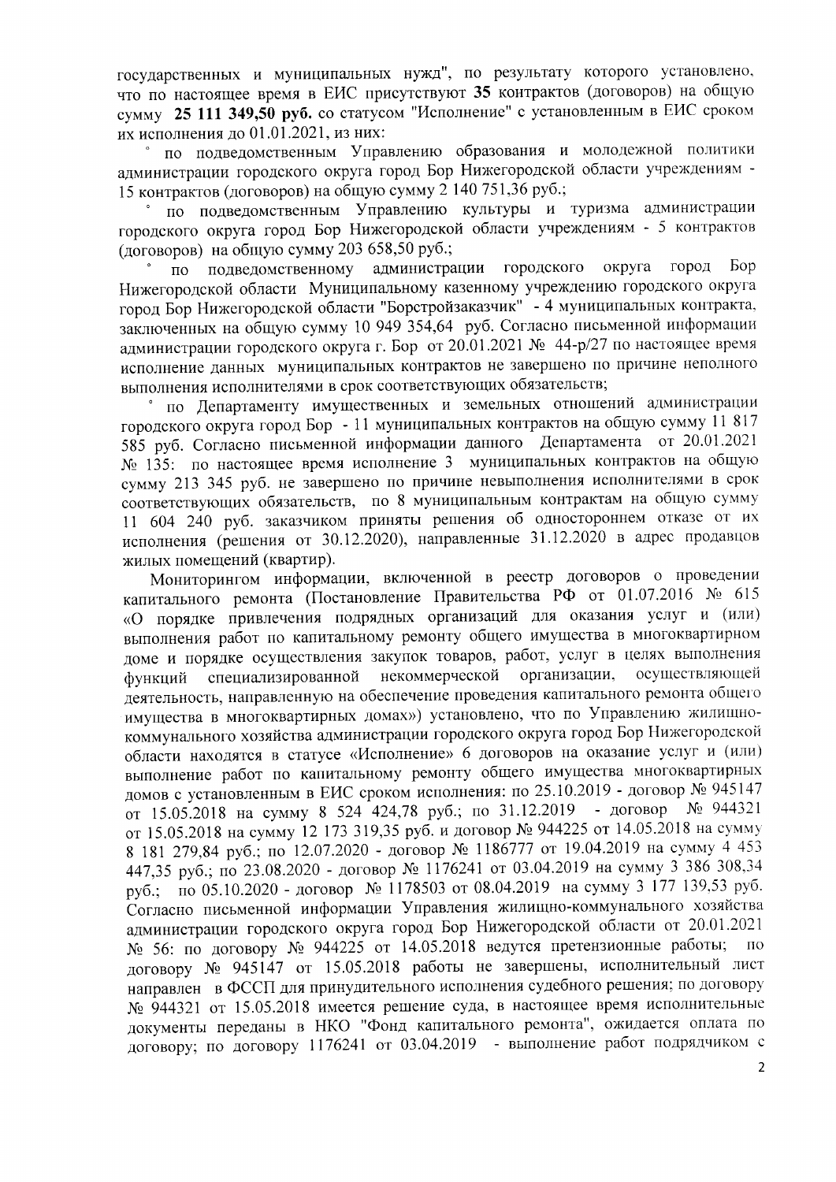государственных и муниципальных нужд", по результату которого установлено, что по настоящее время в ЕИС присутствуют **35** контрактов (договоров) на общую сумму **25 111 349,50 руб.** со статусом "Исполнение" с установленным в ЕИС сроком их исполнения до 01.01.2021, из них:

- по подведомственным Управлению образования и молодежной политики администрации городского округа город Бор Нижегородской области учреждениям - 15 контрактов (договоров) на общую сумму 2 140 751,36 руб.;
- по подведомственным Управлению культуры и туризма администрации городского округа город Бор Нижегородской области учреждениям - 5 контрактов (договоров) на общую сумму 203 658,50 руб.;
- по подведомственному администрации городского округа город Бор Нижегородской области Муниципальному казенному учреждению городского округа город Бор Нижегородской области "Борстройзаказчик" - 4 муниципальных контракта, заключенных на общую сумму 10 949 354,64 руб. Согласно письменной информации администрации городского округа г. Бор от 20.01.2021 № 44-р/27 по настоящее время исполнение данных муниципальных контрактов не завершено по причине неполного выполнения исполнителями в срок соответствующих обязательств;
- по Департаменту имущественных и земельных отношений администрации городского округа город Бор - 11 муниципальных контрактов на общую сумму 11 817 585 руб. Согласно письменной информации данного Департамента от 20.01.2021 № 135: по настоящее время исполнение 3 муниципальных контрактов на общую сумму 213 345 руб. не завершено по причине невыполнения исполнителями в срок соответствующих обязательств, по 8 муниципальным контрактам на общую сумму 11 604 240 руб. заказчиком приняты решения об одностороннем отказе от их исполнения (решения от 30.12.2020), направленные 31.12.2020 в адрес продавцов жилых помещений (квартир).

Мониторингом информации, включенной в реестр договоров о проведении капитального ремонта (Постановление Правительства РФ от 01.07.2016 № 615 «О порядке привлечения подрядных организаций для оказания услуг и (или) выполнения работ по капитальному ремонту общего имущества в многоквартирном доме и порядке осуществления закупок товаров, работ, услуг в целях выполнения функций специализированной некоммерческой организации, осуществляющей деятельность, направленную на обеспечение проведения капитального ремонта общего имущества в многоквартирных домах») установлено, что по Управлению жилищно-коммунального хозяйства администрации городского округа город Бор Нижегородской области находятся в статусе «Исполнение» 6 договоров на оказание услуг и (или) выполнение работ по капитальному ремонту общего имущества многоквартирных домов с установленным в ЕИС сроком исполнения: по 25.10.2019 - договор № 945147 от 15.05.2018 на сумму 8 524 424,78 руб.; по 31.12.2019 - договор № 944321 от 15.05.2018 на сумму 12 173 319,35 руб. и договор № 944225 от 14.05.2018 на сумму 8 181 279,84 руб.; по 12.07.2020 - договор № 1186777 от 19.04.2019 на сумму 4 453 447,35 руб.; по 23.08.2020 - договор № 1176241 от 03.04.2019 на сумму 3 386 308,34 руб.; по 05.10.2020 - договор № 1178503 от 08.04.2019 на сумму 3 177 139,53 руб. Согласно письменной информации Управления жилищно-коммунального хозяйства администрации городского округа город Бор Нижегородской области от 20.01.2021 № 56: по договору № 944225 от 14.05.2018 ведутся претензионные работы; по договору № 945147 от 15.05.2018 работы не завершены, исполнительный лист направлен в ФССП для принудительного исполнения судебного решения; по договору № 944321 от 15.05.2018 имеется решение суда, в настоящее время исполнительные документы переданы в НКО "Фонд капитального ремонта", ожидается оплата по договору; по договору 1176241 от 03.04.2019 - выполнение работ подрядчиком с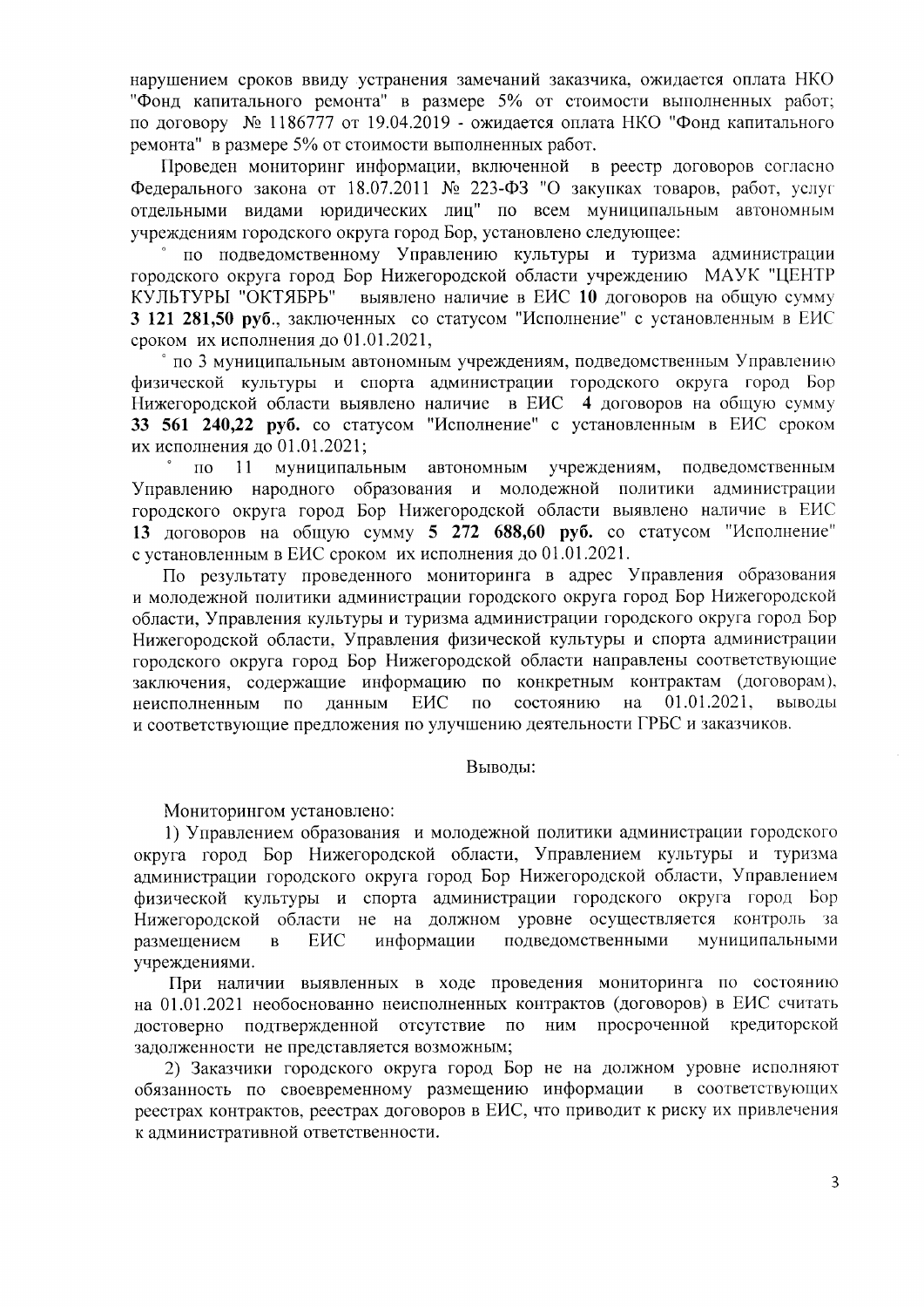нарушением сроков ввиду устранения замечаний заказчика, ожидается оплата НКО "Фонд капитального ремонта" в размере 5% от стоимости выполненных работ; по договору № 1186777 от 19.04.2019 - ожидается оплата НКО "Фонд капитального ремонта" в размере 5% от стоимости выполненных работ.

Проведен мониторинг информации, включенной в реестр договоров согласно Федерального закона от 18.07.2011 № 223-ФЗ "О закупках товаров, работ, услуг отдельными видами юридических лиц" по всем муниципальным автономным учреждениям городского округа город Бор, установлено следующее:

- по подведомственному Управлению культуры и туризма администрации городского округа город Бор Нижегородской области учреждению МАУК "ЦЕНТР КУЛЬТУРЫ "ОКТЯБРЬ" выявлено наличие в ЕИС **10** договоров на общую сумму **3 121 281,50 руб.**, заключенных со статусом "Исполнение" с установленным в ЕИС сроком их исполнения до 01.01.2021,
- по 3 муниципальным автономным учреждениям, подведомственным Управлению физической культуры и спорта администрации городского округа город Бор Нижегородской области выявлено наличие в ЕИС **4** договоров на общую сумму **33 561 240,22 руб.** со статусом "Исполнение" с установленным в ЕИС сроком их исполнения до 01.01.2021;
- по 11 муниципальным автономным учреждениям, подведомственным Управлению народного образования и молодежной политики администрации городского округа город Бор Нижегородской области выявлено наличие в ЕИС **13** договоров на общую сумму **5 272 688,60 руб.** со статусом "Исполнение" с установленным в ЕИС сроком их исполнения до 01.01.2021.

По результату проведенного мониторинга в адрес Управления образования и молодежной политики администрации городского округа город Бор Нижегородской области, Управления культуры и туризма администрации городского округа город Бор Нижегородской области, Управления физической культуры и спорта администрации городского округа город Бор Нижегородской области направлены соответствующие заключения, содержащие информацию по конкретным контрактам (договорам), неисполненным по данным ЕИС по состоянию на 01.01.2021, выводы и соответствующие предложения по улучшению деятельности ГРБС и заказчиков.

## Выводы:

Мониторингом установлено:

1) Управлением образования и молодежной политики администрации городского округа город Бор Нижегородской области, Управлением культуры и туризма администрации городского округа город Бор Нижегородской области, Управлением физической культуры и спорта администрации городского округа город Бор Нижегородской области не на должном уровне осуществляется контроль за размещением в ЕИС информации подведомственными муниципальными учреждениями.

При наличии выявленных в ходе проведения мониторинга по состоянию на 01.01.2021 необоснованно неисполненных контрактов (договоров) в ЕИС считать достоверно подтвержденной отсутствие по ним просроченной кредиторской задолженности не представляется возможным;

2) Заказчики городского округа город Бор не на должном уровне исполняют обязанность по своевременному размещению информации в соответствующих реестрах контрактов, реестрах договоров в ЕИС, что приводит к риску их привлечения к административной ответственности.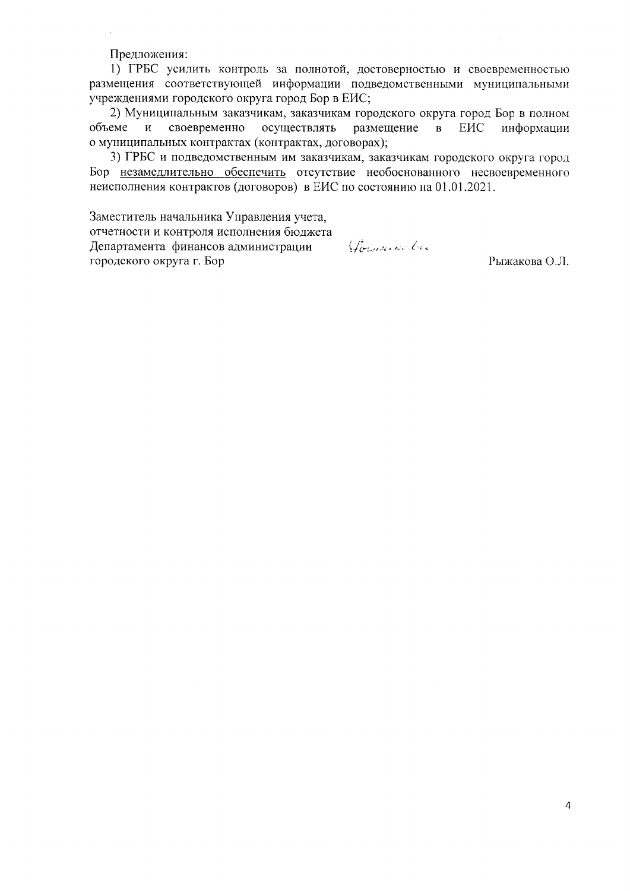Предложения:

1) ГРБС усилить контроль за полнотой, достоверностью и своевременностью размещения соответствующей информации подведомственными муниципальными учреждениями городского округа город Бор в ЕИС;

2) Муниципальным заказчикам, заказчикам городского округа город Бор в полном объеме и своевременно осуществлять размещение в ЕИС информации о муниципальных контрактах (контрактах, договорах);

3) ГРБС и подведомственным им заказчикам, заказчикам городского округа город Бор незамедлительно обеспечить отсутствие необоснованного несвоевременного неисполнения контрактов (договоров) в ЕИС по состоянию на 01.01.2021.

Заместитель начальника Управления учета, отчетности и контроля исполнения бюджета Департамента финансов администрации городского округа г. Бор

Рыжакова О.Л.